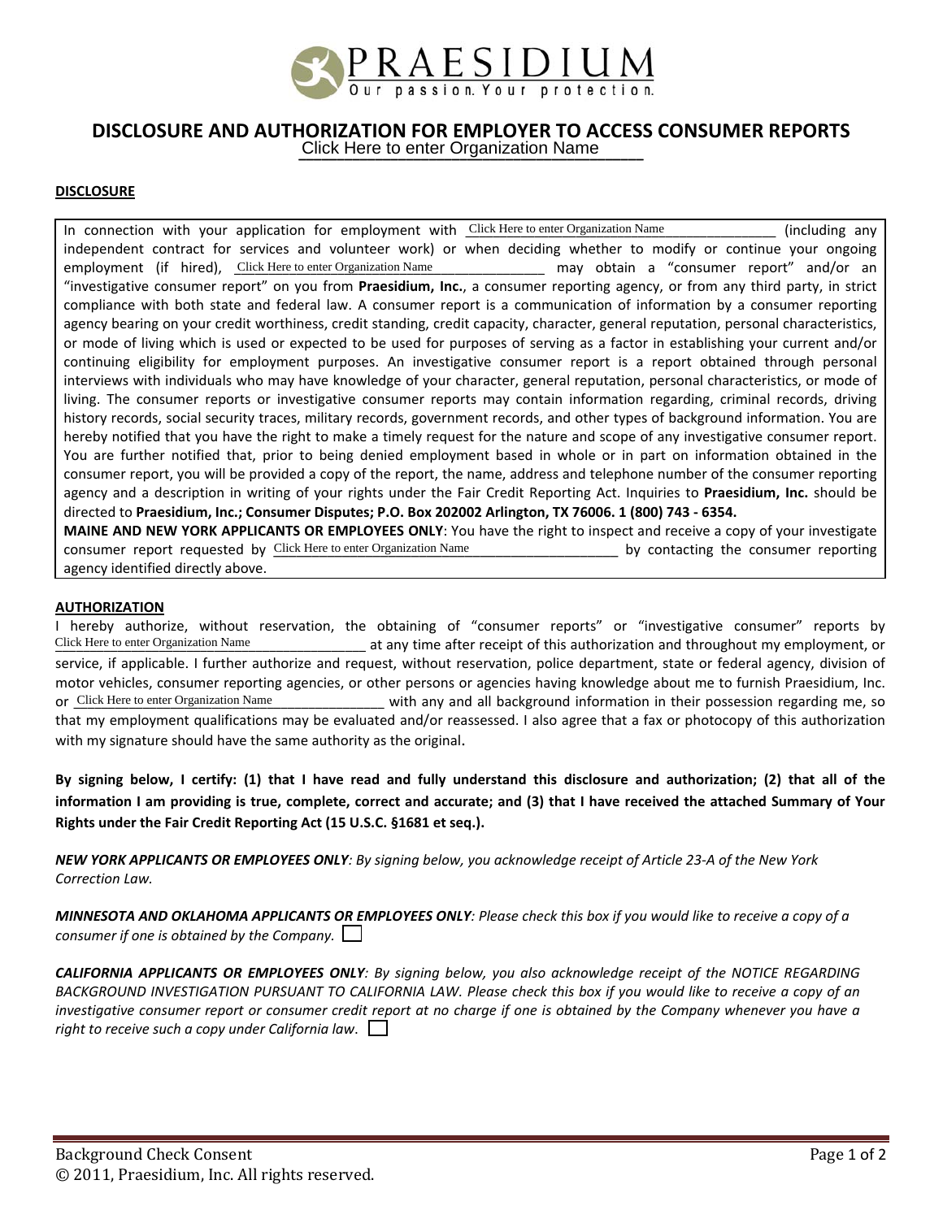PRAESIDIUM

Our passion. Your protection.

# DISCLOSURE AND AUTHORIZATION FOR EMPLOYER TO ACCESS CONSUMER REPORTS

Click Here to enter Organization Name

**DISCLOSURE**

In connection with your application for employment with Click Here to enter Organization Name (including any independent contract for services and volunteer work) or when deciding whether to modify or continue your ongoing employment (if hired), Click Here to enter Organization Name may obtain a "consumer report" and/or an "investigative consumer report" on you from **Praesidium, Inc.**, a consumer reporting agency, or from any third party, in strict compliance with both state and federal law. A consumer report is a communication of information by a consumer reporting agency bearing on your credit worthiness, credit standing, credit capacity, character, general reputation, personal characteristics, or mode of living which is used or expected to be used for purposes of serving as a factor in establishing your current and/or continuing eligibility for employment purposes. An investigative consumer report is a report obtained through personal interviews with individuals who may have knowledge of your character, general reputation, personal characteristics, or mode of living. The consumer reports or investigative consumer reports may contain information regarding, criminal records, driving history records, social security traces, military records, government records, and other types of background information. You are hereby notified that you have the right to make a timely request for the nature and scope of any investigative consumer report. You are further notified that, prior to being denied employment based in whole or in part on information obtained in the consumer report, you will be provided a copy of the report, the name, address and telephone number of the consumer reporting agency and a description in writing of your rights under the Fair Credit Reporting Act. Inquiries to **Praesidium, Inc.** should be directed to **Praesidium, Inc.; Consumer Disputes; P.O. Box 202002 Arlington, TX 76006. 1 (800) 743 - 6354.**

**MAINE AND NEW YORK APPLICANTS OR EMPLOYEES ONLY**: You have the right to inspect and receive a copy of your investigate consumer report requested by Click Here to enter Organization Name by contacting the consumer reporting agency identified directly above.

**AUTHORIZATION**

I hereby authorize, without reservation, the obtaining of "consumer reports" or "investigative consumer" reports by Click Here to enter Organization Name at any time after receipt of this authorization and throughout my employment, or service, if applicable. I further authorize and request, without reservation, police department, state or federal agency, division of motor vehicles, consumer reporting agencies, or other persons or agencies having knowledge about me to furnish Praesidium, Inc. or Click Here to enter Organization Name with any and all background information in their possession regarding me, so that my employment qualifications may be evaluated and/or reassessed. I also agree that a fax or photocopy of this authorization with my signature should have the same authority as the original.

**By signing below, I certify: (1) that I have read and fully understand this disclosure and authorization; (2) that all of the information I am providing is true, complete, correct and accurate; and (3) that I have received the attached Summary of Your Rights under the Fair Credit Reporting Act (15 U.S.C. §1681 et seq.).**

***NEW YORK APPLICANTS OR EMPLOYEES ONLY****: By signing below, you acknowledge receipt of Article 23-A of the New York Correction Law.*

***MINNESOTA AND OKLAHOMA APPLICANTS OR EMPLOYEES ONLY****: Please check this box if you would like to receive a copy of a consumer if one is obtained by the Company.* ☐

***CALIFORNIA APPLICANTS OR EMPLOYEES ONLY****: By signing below, you also acknowledge receipt of the NOTICE REGARDING BACKGROUND INVESTIGATION PURSUANT TO CALIFORNIA LAW. Please check this box if you would like to receive a copy of an investigative consumer report or consumer credit report at no charge if one is obtained by the Company whenever you have a right to receive such a copy under California law.* ☐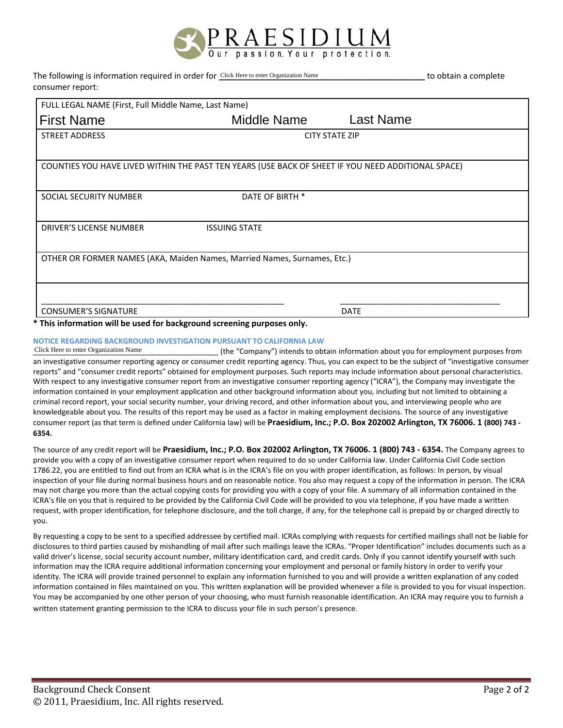PRAESIDIUM

Our passion. Your protection.

The following is information required in order for Click Here to enter Organization Name ________________________ to obtain a complete consumer report:

| | | |
|---|---|---|
| FULL LEGAL NAME (First, Full Middle Name, Last Name)<br>First Name | Middle Name | Last Name |
| STREET ADDRESS | CITY STATE ZIP | |
| COUNTIES YOU HAVE LIVED WITHIN THE PAST TEN YEARS (USE BACK OF SHEET IF YOU NEED ADDITIONAL SPACE) | | |
| SOCIAL SECURITY NUMBER | DATE OF BIRTH * | |
| DRIVER'S LICENSE NUMBER | ISSUING STATE | |
| OTHER OR FORMER NAMES (AKA, Maiden Names, Married Names, Surnames, Etc.) | | |
| ______________________________<br>CONSUMER'S SIGNATURE | ______________________<br>DATE | |

**\* This information will be used for background screening purposes only.**

### NOTICE REGARDING BACKGROUND INVESTIGATION PURSUANT TO CALIFORNIA LAW

Click Here to enter Organization Name ________________ (the "Company") intends to obtain information about you for employment purposes from an investigative consumer reporting agency or consumer credit reporting agency. Thus, you can expect to be the subject of "investigative consumer reports" and "consumer credit reports" obtained for employment purposes. Such reports may include information about personal characteristics. With respect to any investigative consumer report from an investigative consumer reporting agency ("ICRA"), the Company may investigate the information contained in your employment application and other background information about you, including but not limited to obtaining a criminal record report, your social security number, your driving record, and other information about you, and interviewing people who are knowledgeable about you. The results of this report may be used as a factor in making employment decisions. The source of any investigative consumer report (as that term is defined under California law) will be **Praesidium, Inc.; P.O. Box 202002 Arlington, TX 76006. 1 (800) 743 - 6354.**

The source of any credit report will be **Praesidium, Inc.; P.O. Box 202002 Arlington, TX 76006. 1 (800) 743 - 6354.** The Company agrees to provide you with a copy of an investigative consumer report when required to do so under California law. Under California Civil Code section 1786.22, you are entitled to find out from an ICRA what is in the ICRA's file on you with proper identification, as follows: In person, by visual inspection of your file during normal business hours and on reasonable notice. You also may request a copy of the information in person. The ICRA may not charge you more than the actual copying costs for providing you with a copy of your file. A summary of all information contained in the ICRA's file on you that is required to be provided by the California Civil Code will be provided to you via telephone, if you have made a written request, with proper identification, for telephone disclosure, and the toll charge, if any, for the telephone call is prepaid by or charged directly to you.

By requesting a copy to be sent to a specified addressee by certified mail. ICRAs complying with requests for certified mailings shall not be liable for disclosures to third parties caused by mishandling of mail after such mailings leave the ICRAs. "Proper Identification" includes documents such as a valid driver's license, social security account number, military identification card, and credit cards. Only if you cannot identify yourself with such information may the ICRA require additional information concerning your employment and personal or family history in order to verify your identity. The ICRA will provide trained personnel to explain any information furnished to you and will provide a written explanation of any coded information contained in files maintained on you. This written explanation will be provided whenever a file is provided to you for visual inspection. You may be accompanied by one other person of your choosing, who must furnish reasonable identification. An ICRA may require you to furnish a written statement granting permission to the ICRA to discuss your file in such person's presence.

Background Check Consent
© 2011, Praesidium, Inc. All rights reserved.